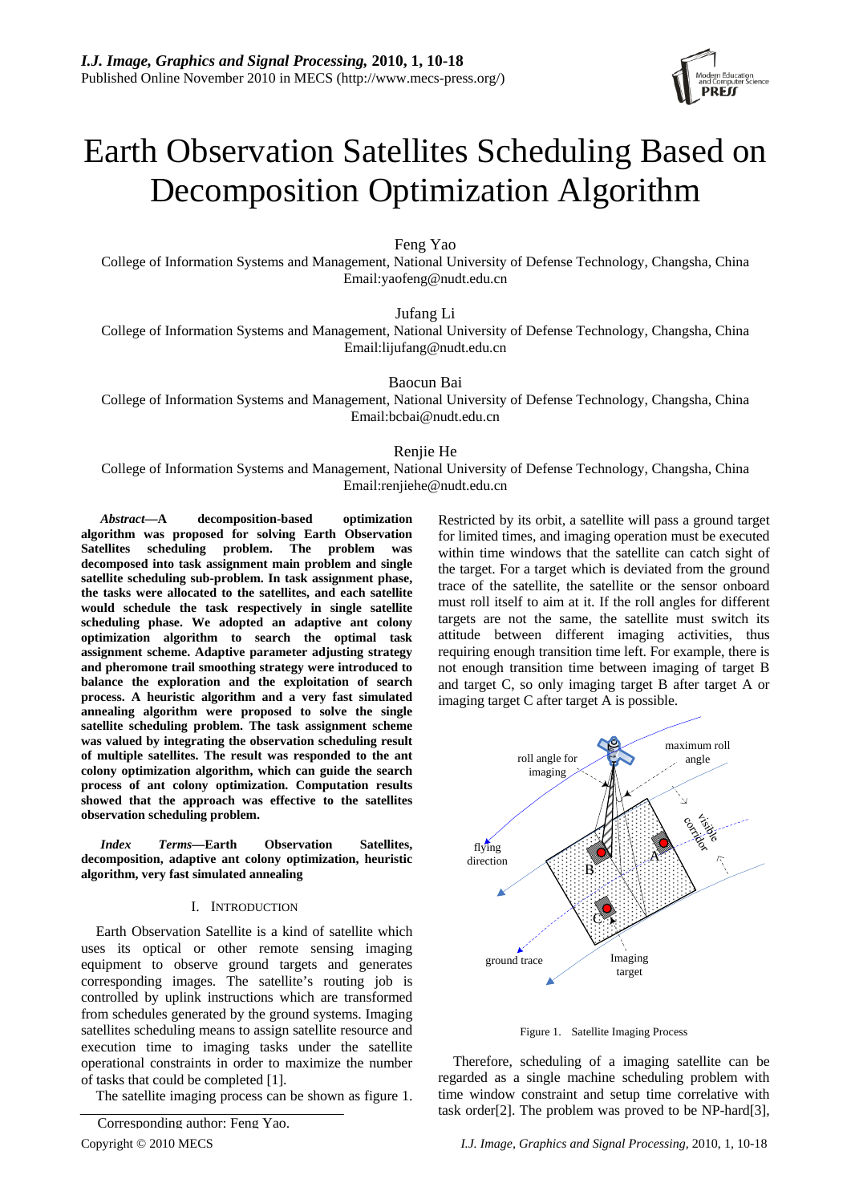# Earth Observation Satellites Scheduling Based on Decomposition Optimization Algorithm

Feng Yao
College of Information Systems and Management, National University of Defense Technology, Changsha, China
Email:yaofeng@nudt.edu.cn

Jufang Li
College of Information Systems and Management, National University of Defense Technology, Changsha, China
Email:lijufang@nudt.edu.cn

Baocun Bai
College of Information Systems and Management, National University of Defense Technology, Changsha, China
Email:bcbai@nudt.edu.cn

Renjie He
College of Information Systems and Management, National University of Defense Technology, Changsha, China
Email:renjiehe@nudt.edu.cn

***Abstract*—A decomposition-based optimization algorithm was proposed for solving Earth Observation Satellites scheduling problem. The problem was decomposed into task assignment main problem and single satellite scheduling sub-problem. In task assignment phase, the tasks were allocated to the satellites, and each satellite would schedule the task respectively in single satellite scheduling phase. We adopted an adaptive ant colony optimization algorithm to search the optimal task assignment scheme. Adaptive parameter adjusting strategy and pheromone trail smoothing strategy were introduced to balance the exploration and the exploitation of search process. A heuristic algorithm and a very fast simulated annealing algorithm were proposed to solve the single satellite scheduling problem. The task assignment scheme was valued by integrating the observation scheduling result of multiple satellites. The result was responded to the ant colony optimization algorithm, which can guide the search process of ant colony optimization. Computation results showed that the approach was effective to the satellites observation scheduling problem.**

***Index Terms*—Earth Observation Satellites, decomposition, adaptive ant colony optimization, heuristic algorithm, very fast simulated annealing**

## I. Introduction

Earth Observation Satellite is a kind of satellite which uses its optical or other remote sensing imaging equipment to observe ground targets and generates corresponding images. The satellite's routing job is controlled by uplink instructions which are transformed from schedules generated by the ground systems. Imaging satellites scheduling means to assign satellite resource and execution time to imaging tasks under the satellite operational constraints in order to maximize the number of tasks that could be completed [1].

The satellite imaging process can be shown as figure 1. Restricted by its orbit, a satellite will pass a ground target for limited times, and imaging operation must be executed within time windows that the satellite can catch sight of the target. For a target which is deviated from the ground trace of the satellite, the satellite or the sensor onboard must roll itself to aim at it. If the roll angles for different targets are not the same, the satellite must switch its attitude between different imaging activities, thus requiring enough transition time left. For example, there is not enough transition time between imaging of target B and target C, so only imaging target B after target A or imaging target C after target A is possible.

Figure 1. Satellite Imaging Process

Therefore, scheduling of a imaging satellite can be regarded as a single machine scheduling problem with time window constraint and setup time correlative with task order[2]. The problem was proved to be NP-hard[3],

Corresponding author: Feng Yao.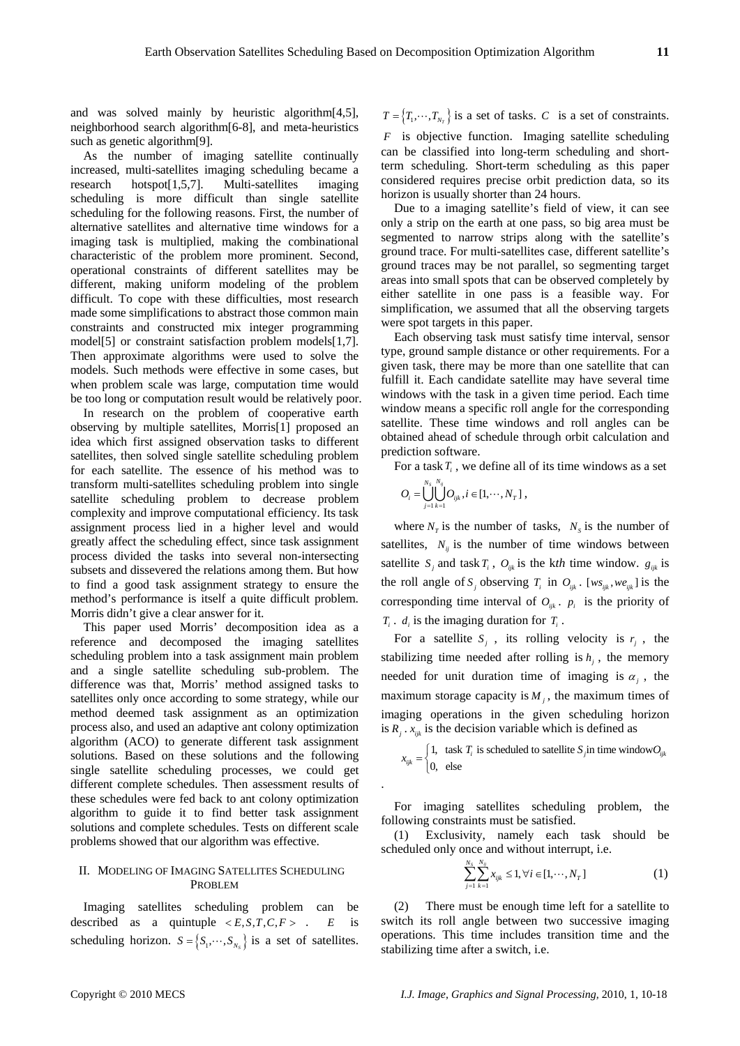and was solved mainly by heuristic algorithm[4,5], neighborhood search algorithm[6-8], and meta-heuristics such as genetic algorithm[9].

As the number of imaging satellite continually increased, multi-satellites imaging scheduling became a research hotspot[1,5,7]. Multi-satellites imaging scheduling is more difficult than single satellite scheduling for the following reasons. First, the number of alternative satellites and alternative time windows for a imaging task is multiplied, making the combinational characteristic of the problem more prominent. Second, operational constraints of different satellites may be different, making uniform modeling of the problem difficult. To cope with these difficulties, most research made some simplifications to abstract those common main constraints and constructed mix integer programming model[5] or constraint satisfaction problem models[1,7]. Then approximate algorithms were used to solve the models. Such methods were effective in some cases, but when problem scale was large, computation time would be too long or computation result would be relatively poor.

In research on the problem of cooperative earth observing by multiple satellites, Morris[1] proposed an idea which first assigned observation tasks to different satellites, then solved single satellite scheduling problem for each satellite. The essence of his method was to transform multi-satellites scheduling problem into single satellite scheduling problem to decrease problem complexity and improve computational efficiency. Its task assignment process lied in a higher level and would greatly affect the scheduling effect, since task assignment process divided the tasks into several non-intersecting subsets and dissevered the relations among them. But how to find a good task assignment strategy to ensure the method's performance is itself a quite difficult problem. Morris didn't give a clear answer for it.

This paper used Morris' decomposition idea as a reference and decomposed the imaging satellites scheduling problem into a task assignment main problem and a single satellite scheduling sub-problem. The difference was that, Morris' method assigned tasks to satellites only once according to some strategy, while our method deemed task assignment as an optimization process also, and used an adaptive ant colony optimization algorithm (ACO) to generate different task assignment solutions. Based on these solutions and the following single satellite scheduling processes, we could get different complete schedules. Then assessment results of these schedules were fed back to ant colony optimization algorithm to guide it to find better task assignment solutions and complete schedules. Tests on different scale problems showed that our algorithm was effective.

## II. Modeling of Imaging Satellites Scheduling Problem

Imaging satellites scheduling problem can be described as a quintuple $<E,S,T,C,F>$. $E$ is scheduling horizon. $S=\{S_1,\cdots,S_{N_S}\}$ is a set of satellites. $T=\{T_1,\cdots,T_{N_T}\}$ is a set of tasks. $C$ is a set of constraints. $F$ is objective function. Imaging satellite scheduling can be classified into long-term scheduling and short-term scheduling. Short-term scheduling as this paper considered requires precise orbit prediction data, so its horizon is usually shorter than 24 hours.

Due to a imaging satellite's field of view, it can see only a strip on the earth at one pass, so big area must be segmented to narrow strips along with the satellite's ground trace. For multi-satellites case, different satellite's ground traces may be not parallel, so segmenting target areas into small spots that can be observed completely by either satellite in one pass is a feasible way. For simplification, we assumed that all the observing targets were spot targets in this paper.

Each observing task must satisfy time interval, sensor type, ground sample distance or other requirements. For a given task, there may be more than one satellite that can fulfill it. Each candidate satellite may have several time windows with the task in a given time period. Each time window means a specific roll angle for the corresponding satellite. These time windows and roll angles can be obtained ahead of schedule through orbit calculation and prediction software.

For a task $T_i$, we define all of its time windows as a set

$$O_i=\bigcup_{j=1}^{N_S}\bigcup_{k=1}^{N_{ij}}O_{ijk}, i\in[1,\cdots,N_T],$$

where $N_T$ is the number of tasks, $N_S$ is the number of satellites, $N_{ij}$ is the number of time windows between satellite $S_j$ and task $T_i$, $O_{ijk}$ is the k*th* time window. $g_{ijk}$ is the roll angle of $S_j$ observing $T_i$ in $O_{ijk}$. $[ws_{ijk},we_{ijk}]$ is the corresponding time interval of $O_{ijk}$. $p_i$ is the priority of $T_i$. $d_i$ is the imaging duration for $T_i$.

For a satellite $S_j$, its rolling velocity is $r_j$, the stabilizing time needed after rolling is $h_j$, the memory needed for unit duration time of imaging is $\alpha_j$, the maximum storage capacity is $M_j$, the maximum times of imaging operations in the given scheduling horizon is $R_j$. $x_{ijk}$ is the decision variable which is defined as

$$x_{ijk}=\begin{cases}1, & \text{task } T_i \text{ is scheduled to satellite } S_j \text{in time window} O_{ijk}\\ 0, & \text{else}\end{cases}$$

.

For imaging satellites scheduling problem, the following constraints must be satisfied.

(1) Exclusivity, namely each task should be scheduled only once and without interrupt, i.e.

$$\sum_{j=1}^{N_S}\sum_{k=1}^{N_{ij}}x_{ijk}\le 1,\forall i\in[1,\cdots,N_T] \tag{1}$$

(2) There must be enough time left for a satellite to switch its roll angle between two successive imaging operations. This time includes transition time and the stabilizing time after a switch, i.e.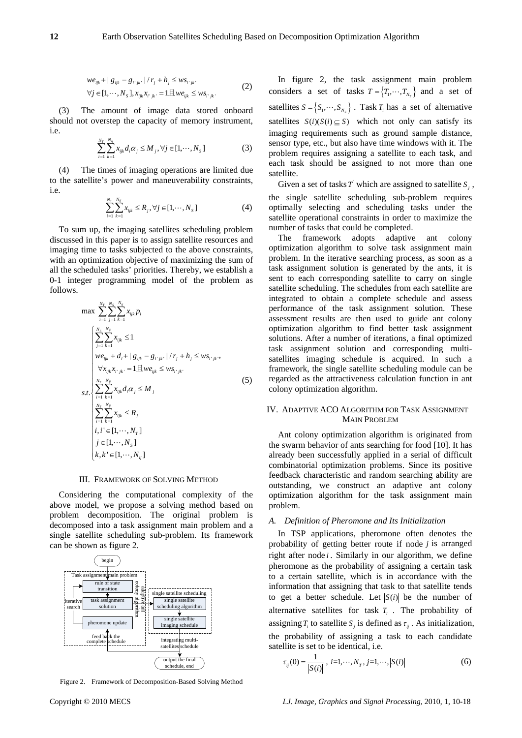$$we_{ijk} + |g_{ijk} - g_{i'jk'}| / r_j + h_j \le ws_{i'jk'}$$
$$\forall j \in [1, \cdots, N_S], x_{ijk} x_{i'jk'} = 1 \text{且} we_{ijk} \le ws_{i'jk'} \tag{2}$$

(3) The amount of image data stored onboard should not overstep the capacity of memory instrument, i.e.

$$\sum_{i=1}^{N_T} \sum_{k=1}^{N_{ij}} x_{ijk} d_i \alpha_j \le M_j, \forall j \in [1, \cdots, N_S] \tag{3}$$

(4) The times of imaging operations are limited due to the satellite's power and maneuverability constraints, i.e.

$$\sum_{i=1}^{N_T} \sum_{k=1}^{N_{ij}} x_{ijk} \le R_j, \forall j \in [1, \cdots, N_S] \tag{4}$$

To sum up, the imaging satellites scheduling problem discussed in this paper is to assign satellite resources and imaging time to tasks subjected to the above constraints, with an optimization objective of maximizing the sum of all the scheduled tasks' priorities. Thereby, we establish a 0-1 integer programming model of the problem as follows.

$$\max \sum_{i=1}^{N_T} \sum_{j=1}^{N_S} \sum_{k=1}^{N_{ij}} x_{ijk} p_i$$

$$s.t. \begin{cases} \sum_{j=1}^{N_S} \sum_{k=1}^{N_{ij}} x_{ijk} \le 1 \\ we_{ijk} + d_i + |g_{ijk} - g_{i'jk'}| / r_j + h_j \le ws_{i'jk'}, \\ \quad \forall x_{ijk} x_{i'jk'} = 1 \text{且} we_{ijk} \le ws_{i'jk'} \\ \sum_{i=1}^{N_T} \sum_{k=1}^{N_{ij}} x_{ijk} d_i \alpha_j \le M_j \\ \sum_{i=1}^{N_T} \sum_{k=1}^{N_{ij}} x_{ijk} \le R_j \\ i, i' \in [1, \cdots, N_T] \\ j \in [1, \cdots, N_S] \\ k, k' \in [1, \cdots, N_{ij}] \end{cases} \tag{5}$$

## III. Framework of Solving Method

Considering the computational complexity of the above model, we propose a solving method based on problem decomposition. The original problem is decomposed into a task assignment main problem and a single satellite scheduling sub-problem. Its framework can be shown as figure 2.

Figure 2. Framework of Decomposition-Based Solving Method

In figure 2, the task assignment main problem considers a set of tasks $T = \{T_1, \cdots, T_{N_T}\}$ and a set of satellites $S = \{S_1, \cdots, S_{N_S}\}$ . Task $T_i$ has a set of alternative satellites $S(i)(S(i) \subseteq S)$ which not only can satisfy its imaging requirements such as ground sample distance, sensor type, etc., but also have time windows with it. The problem requires assigning a satellite to each task, and each task should be assigned to not more than one satellite.

Given a set of tasks $T'$ which are assigned to satellite $S_j$ , the single satellite scheduling sub-problem requires optimally selecting and scheduling tasks under the satellite operational constraints in order to maximize the number of tasks that could be completed.

The framework adopts adaptive ant colony optimization algorithm to solve task assignment main problem. In the iterative searching process, as soon as a task assignment solution is generated by the ants, it is sent to each corresponding satellite to carry on single satellite scheduling. The schedules from each satellite are integrated to obtain a complete schedule and assess performance of the task assignment solution. These assessment results are then used to guide ant colony optimization algorithm to find better task assignment solutions. After a number of iterations, a final optimized task assignment solution and corresponding multi-satellites imaging schedule is acquired. In such a framework, the single satellite scheduling module can be regarded as the attractiveness calculation function in ant colony optimization algorithm.

## IV. Adaptive ACO Algorithm for Task Assignment Main Problem

Ant colony optimization algorithm is originated from the swarm behavior of ants searching for food [10]. It has already been successfully applied in a serial of difficult combinatorial optimization problems. Since its positive feedback characteristic and random searching ability are outstanding, we construct an adaptive ant colony optimization algorithm for the task assignment main problem.

### *A. Definition of Pheromone and Its Initialization*

In TSP applications, pheromone often denotes the probability of getting better route if node *j* is arranged right after node *i*. Similarly in our algorithm, we define pheromone as the probability of assigning a certain task to a certain satellite, which is in accordance with the information that assigning that task to that satellite tends to get a better schedule. Let $|S(i)|$ be the number of alternative satellites for task $T_i$ . The probability of assigning $T_i$ to satellite $S_j$ is defined as $\tau_{ij}$ . As initialization, the probability of assigning a task to each candidate satellite is set to be identical, i.e.

$$\tau_{ij}(0) = \frac{1}{|S(i)|}, \; i=1, \cdots, N_T, \; j=1, \cdots, |S(i)| \tag{6}$$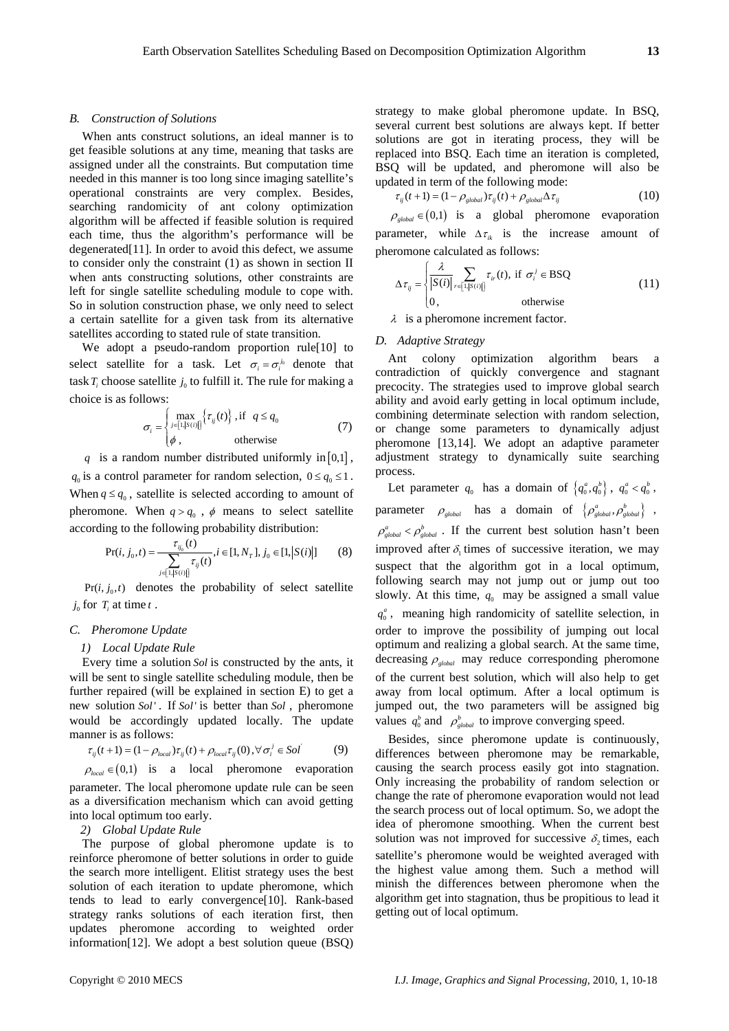### B. Construction of Solutions

When ants construct solutions, an ideal manner is to get feasible solutions at any time, meaning that tasks are assigned under all the constraints. But computation time needed in this manner is too long since imaging satellite's operational constraints are very complex. Besides, searching randomicity of ant colony optimization algorithm will be affected if feasible solution is required each time, thus the algorithm's performance will be degenerated[11]. In order to avoid this defect, we assume to consider only the constraint (1) as shown in section II when ants constructing solutions, other constraints are left for single satellite scheduling module to cope with. So in solution construction phase, we only need to select a certain satellite for a given task from its alternative satellites according to stated rule of state transition.

We adopt a pseudo-random proportion rule[10] to select satellite for a task. Let $\sigma_i = \sigma_i^{j_0}$ denote that task $T_i$ choose satellite $j_0$ to fulfill it. The rule for making a choice is as follows:

$$\sigma_i = \begin{cases} \max\limits_{j \in [1,|S(i)|]} \left\{ \tau_{ij}(t) \right\}, \text{if } q \le q_0 \\ \phi, \qquad\qquad \text{otherwise} \end{cases} \tag{7}$$

$q$ is a random number distributed uniformly in $[0,1]$, $q_0$ is a control parameter for random selection, $0 \le q_0 \le 1$. When $q \le q_0$, satellite is selected according to amount of pheromone. When $q > q_0$, $\phi$ means to select satellite according to the following probability distribution:

$$\Pr(i, j_0, t) = \frac{\tau_{ij_0}(t)}{\sum\limits_{j \in [1,|S(i)|]} \tau_{ij}(t)}, i \in [1, N_T], j_0 \in [1, |S(i)|] \tag{8}$$

$\Pr(i, j_0, t)$ denotes the probability of select satellite $j_0$ for $T_i$ at time $t$.

### C. Pheromone Update

#### 1) Local Update Rule

Every time a solution $Sol$ is constructed by the ants, it will be sent to single satellite scheduling module, then be further repaired (will be explained in section E) to get a new solution $Sol'$. If $Sol'$ is better than $Sol$, pheromone would be accordingly updated locally. The update manner is as follows:

$$\tau_{ij}(t+1) = (1 - \rho_{local})\tau_{ij}(t) + \rho_{local}\tau_{ij}(0), \forall \sigma_i^j \in Sol' \tag{9}$$

$\rho_{local} \in (0,1)$ is a local pheromone evaporation parameter. The local pheromone update rule can be seen as a diversification mechanism which can avoid getting into local optimum too early.

#### 2) Global Update Rule

The purpose of global pheromone update is to reinforce pheromone of better solutions in order to guide the search more intelligent. Elitist strategy uses the best solution of each iteration to update pheromone, which tends to lead to early convergence[10]. Rank-based strategy ranks solutions of each iteration first, then updates pheromone according to weighted order information[12]. We adopt a best solution queue (BSQ) strategy to make global pheromone update. In BSQ, several current best solutions are always kept. If better solutions are got in iterating process, they will be replaced into BSQ. Each time an iteration is completed, BSQ will be updated, and pheromone will also be updated in term of the following mode:

$$\tau_{ij}(t+1) = (1 - \rho_{global})\tau_{ij}(t) + \rho_{global}\Delta\tau_{ij} \tag{10}$$

$\rho_{global} \in (0,1)$ is a global pheromone evaporation parameter, while $\Delta\tau_{ik}$ is the increase amount of pheromone calculated as follows:

$$\Delta\tau_{ij} = \begin{cases} \dfrac{\lambda}{|S(i)|} \sum\limits_{r \in [1,|S(i)|]} \tau_{ir}(t), \text{ if } \sigma_i^j \in \text{BSQ} \\ 0, \qquad\qquad \text{otherwise} \end{cases} \tag{11}$$

$\lambda$ is a pheromone increment factor.

### D. Adaptive Strategy

Ant colony optimization algorithm bears a contradiction of quickly convergence and stagnant precocity. The strategies used to improve global search ability and avoid early getting in local optimum include, combining determinate selection with random selection, or change some parameters to dynamically adjust pheromone [13,14]. We adopt an adaptive parameter adjustment strategy to dynamically suite searching process.

Let parameter $q_0$ has a domain of $\{q_0^a, q_0^b\}$, $q_0^a < q_0^b$, parameter $\rho_{global}$ has a domain of $\{\rho_{global}^a, \rho_{global}^b\}$, $\rho_{global}^a < \rho_{global}^b$. If the current best solution hasn't been improved after $\delta_1$ times of successive iteration, we may suspect that the algorithm got in a local optimum, following search may not jump out or jump out too slowly. At this time, $q_0$ may be assigned a small value $q_0^a$, meaning high randomicity of satellite selection, in order to improve the possibility of jumping out local optimum and realizing a global search. At the same time, decreasing $\rho_{global}$ may reduce corresponding pheromone of the current best solution, which will also help to get away from local optimum. After a local optimum is jumped out, the two parameters will be assigned big values $q_0^b$ and $\rho_{global}^b$ to improve converging speed.

Besides, since pheromone update is continuously, differences between pheromone may be remarkable, causing the search process easily got into stagnation. Only increasing the probability of random selection or change the rate of pheromone evaporation would not lead the search process out of local optimum. So, we adopt the idea of pheromone smoothing. When the current best solution was not improved for successive $\delta_2$ times, each satellite's pheromone would be weighted averaged with the highest value among them. Such a method will minish the differences between pheromone when the algorithm get into stagnation, thus be propitious to lead it getting out of local optimum.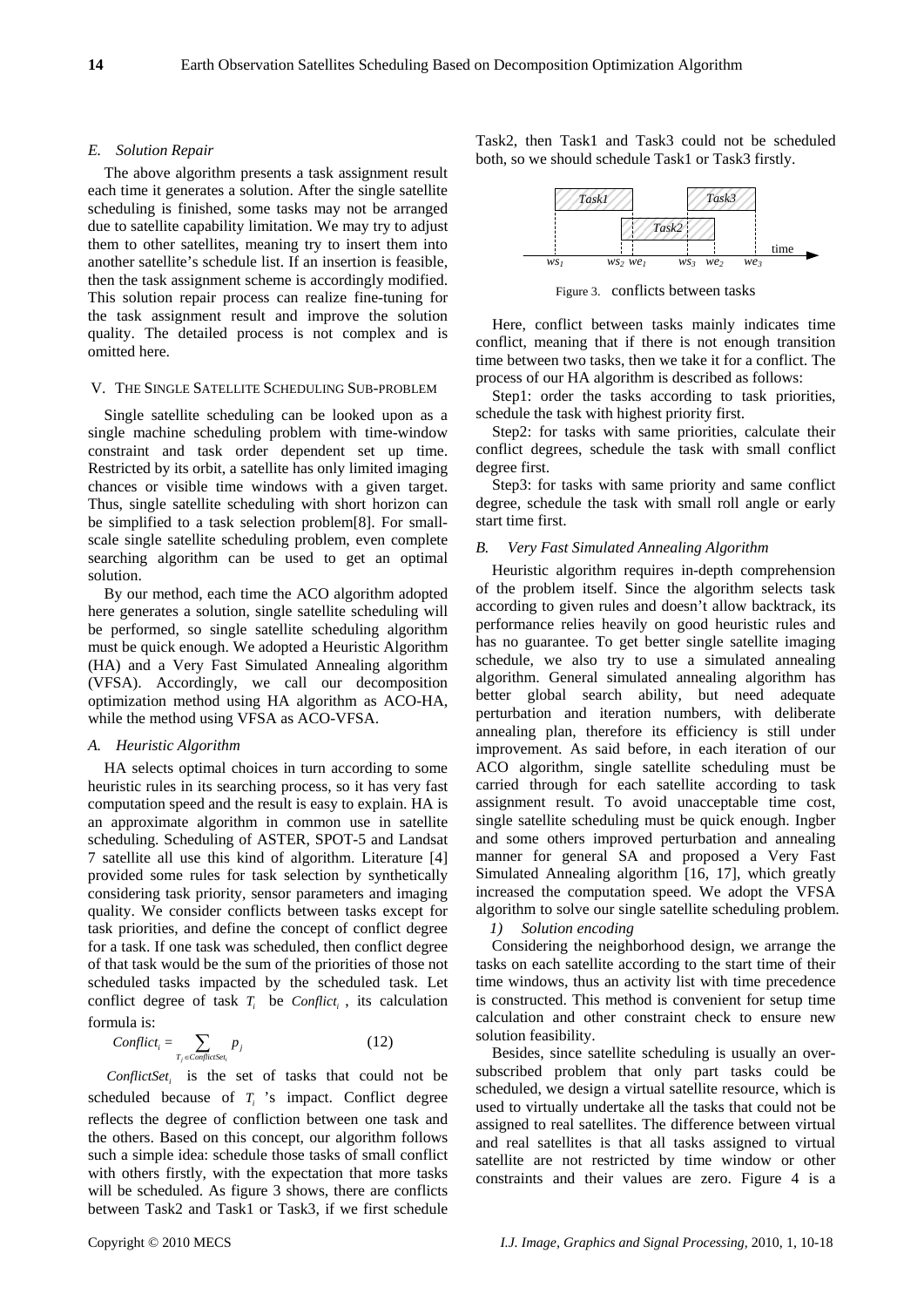### E. Solution Repair

The above algorithm presents a task assignment result each time it generates a solution. After the single satellite scheduling is finished, some tasks may not be arranged due to satellite capability limitation. We may try to adjust them to other satellites, meaning try to insert them into another satellite's schedule list. If an insertion is feasible, then the task assignment scheme is accordingly modified. This solution repair process can realize fine-tuning for the task assignment result and improve the solution quality. The detailed process is not complex and is omitted here.

## V. The Single Satellite Scheduling Sub-problem

Single satellite scheduling can be looked upon as a single machine scheduling problem with time-window constraint and task order dependent set up time. Restricted by its orbit, a satellite has only limited imaging chances or visible time windows with a given target. Thus, single satellite scheduling with short horizon can be simplified to a task selection problem[8]. For small-scale single satellite scheduling problem, even complete searching algorithm can be used to get an optimal solution.

By our method, each time the ACO algorithm adopted here generates a solution, single satellite scheduling will be performed, so single satellite scheduling algorithm must be quick enough. We adopted a Heuristic Algorithm (HA) and a Very Fast Simulated Annealing algorithm (VFSA). Accordingly, we call our decomposition optimization method using HA algorithm as ACO-HA, while the method using VFSA as ACO-VFSA.

### A. Heuristic Algorithm

HA selects optimal choices in turn according to some heuristic rules in its searching process, so it has very fast computation speed and the result is easy to explain. HA is an approximate algorithm in common use in satellite scheduling. Scheduling of ASTER, SPOT-5 and Landsat 7 satellite all use this kind of algorithm. Literature [4] provided some rules for task selection by synthetically considering task priority, sensor parameters and imaging quality. We consider conflicts between tasks except for task priorities, and define the concept of conflict degree for a task. If one task was scheduled, then conflict degree of that task would be the sum of the priorities of those not scheduled tasks impacted by the scheduled task. Let conflict degree of task $T_i$ be $Conflict_i$, its calculation formula is:

$$Conflict_i = \sum_{T_j \in ConflictSet_i} p_j \tag{12}$$

$ConflictSet_i$ is the set of tasks that could not be scheduled because of $T_i$'s impact. Conflict degree reflects the degree of confliction between one task and the others. Based on this concept, our algorithm follows such a simple idea: schedule those tasks of small conflict with others firstly, with the expectation that more tasks will be scheduled. As figure 3 shows, there are conflicts between Task2 and Task1 or Task3, if we first schedule Task2, then Task1 and Task3 could not be scheduled both, so we should schedule Task1 or Task3 firstly.

Figure 3. conflicts between tasks

Here, conflict between tasks mainly indicates time conflict, meaning that if there is not enough transition time between two tasks, then we take it for a conflict. The process of our HA algorithm is described as follows:

Step1: order the tasks according to task priorities, schedule the task with highest priority first.

Step2: for tasks with same priorities, calculate their conflict degrees, schedule the task with small conflict degree first.

Step3: for tasks with same priority and same conflict degree, schedule the task with small roll angle or early start time first.

### B. Very Fast Simulated Annealing Algorithm

Heuristic algorithm requires in-depth comprehension of the problem itself. Since the algorithm selects task according to given rules and doesn't allow backtrack, its performance relies heavily on good heuristic rules and has no guarantee. To get better single satellite imaging schedule, we also try to use a simulated annealing algorithm. General simulated annealing algorithm has better global search ability, but need adequate perturbation and iteration numbers, with deliberate annealing plan, therefore its efficiency is still under improvement. As said before, in each iteration of our ACO algorithm, single satellite scheduling must be carried through for each satellite according to task assignment result. To avoid unacceptable time cost, single satellite scheduling must be quick enough. Ingber and some others improved perturbation and annealing manner for general SA and proposed a Very Fast Simulated Annealing algorithm [16, 17], which greatly increased the computation speed. We adopt the VFSA algorithm to solve our single satellite scheduling problem.

*1) Solution encoding*

Considering the neighborhood design, we arrange the tasks on each satellite according to the start time of their time windows, thus an activity list with time precedence is constructed. This method is convenient for setup time calculation and other constraint check to ensure new solution feasibility.

Besides, since satellite scheduling is usually an over-subscribed problem that only part tasks could be scheduled, we design a virtual satellite resource, which is used to virtually undertake all the tasks that could not be assigned to real satellites. The difference between virtual and real satellites is that all tasks assigned to virtual satellite are not restricted by time window or other constraints and their values are zero. Figure 4 is a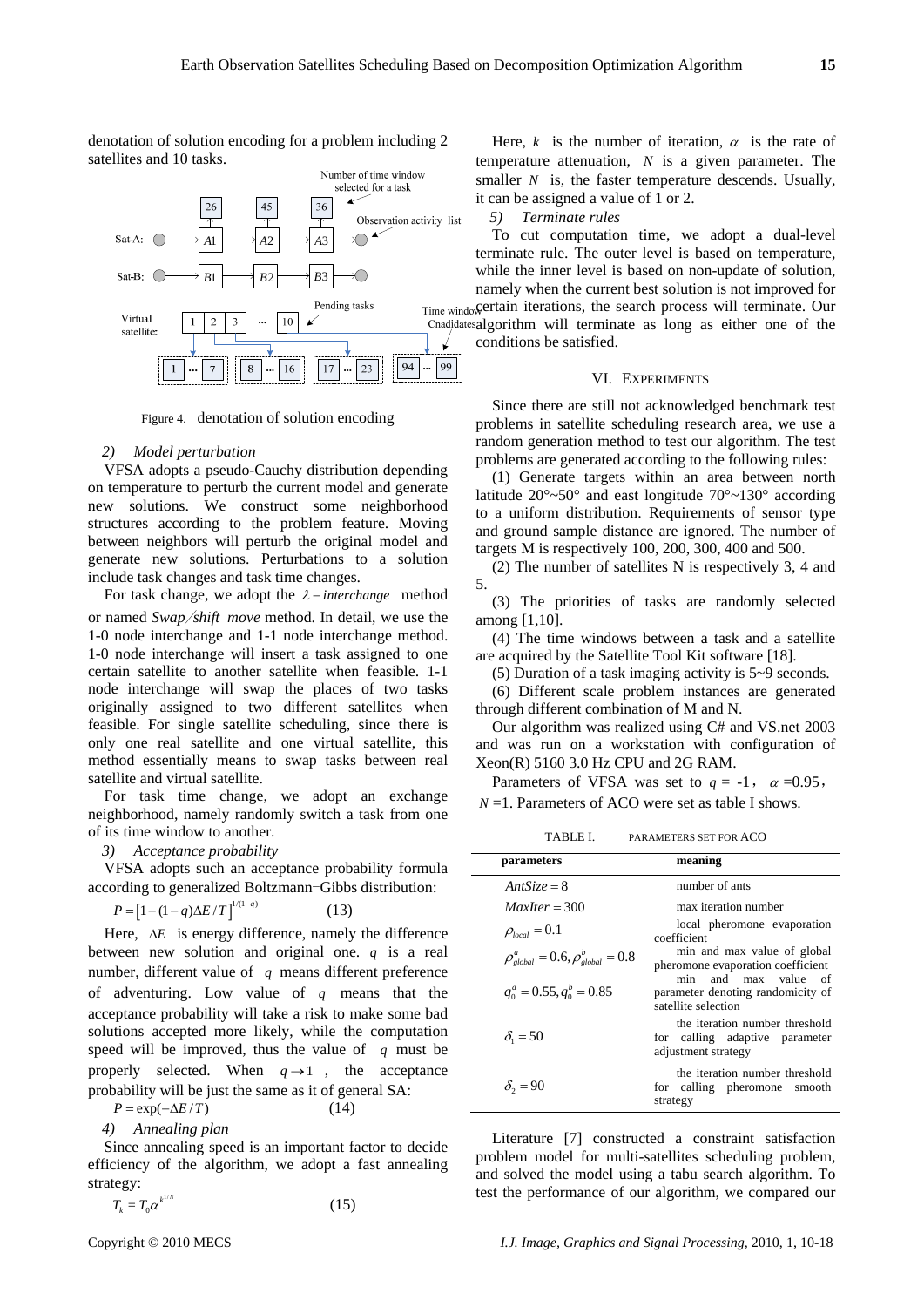denotation of solution encoding for a problem including 2 satellites and 10 tasks.

Figure 4. denotation of solution encoding

*2) Model perturbation*

VFSA adopts a pseudo-Cauchy distribution depending on temperature to perturb the current model and generate new solutions. We construct some neighborhood structures according to the problem feature. Moving between neighbors will perturb the original model and generate new solutions. Perturbations to a solution include task changes and task time changes.

For task change, we adopt the $\lambda-interchange$ method or named *Swap/shift move* method. In detail, we use the 1-0 node interchange and 1-1 node interchange method. 1-0 node interchange will insert a task assigned to one certain satellite to another satellite when feasible. 1-1 node interchange will swap the places of two tasks originally assigned to two different satellites when feasible. For single satellite scheduling, since there is only one real satellite and one virtual satellite, this method essentially means to swap tasks between real satellite and virtual satellite.

For task time change, we adopt an exchange neighborhood, namely randomly switch a task from one of its time window to another.

*3) Acceptance probability*

VFSA adopts such an acceptance probability formula according to generalized Boltzmann−Gibbs distribution:

$$P=\left[1-(1-q)\Delta E/T\right]^{1/(1-q)} \tag{13}$$

Here, $\Delta E$ is energy difference, namely the difference between new solution and original one. $q$ is a real number, different value of $q$ means different preference of adventuring. Low value of $q$ means that the acceptance probability will take a risk to make some bad solutions accepted more likely, while the computation speed will be improved, thus the value of $q$ must be properly selected. When $q\to 1$, the acceptance probability will be just the same as it of general SA:

$$P=\exp(-\Delta E/T) \tag{14}$$

*4) Annealing plan*

Since annealing speed is an important factor to decide efficiency of the algorithm, we adopt a fast annealing strategy:

$$T_k=T_0\alpha^{k^{1/N}} \tag{15}$$

Here, $k$ is the number of iteration, $\alpha$ is the rate of temperature attenuation, $N$ is a given parameter. The smaller $N$ is, the faster temperature descends. Usually, it can be assigned a value of 1 or 2.

*5) Terminate rules*

To cut computation time, we adopt a dual-level terminate rule. The outer level is based on temperature, while the inner level is based on non-update of solution, namely when the current best solution is not improved for certain iterations, the search process will terminate. Our algorithm will terminate as long as either one of the conditions be satisfied.

## VI. Experiments

Since there are still not acknowledged benchmark test problems in satellite scheduling research area, we use a random generation method to test our algorithm. The test problems are generated according to the following rules:

(1) Generate targets within an area between north latitude 20°~50° and east longitude 70°~130° according to a uniform distribution. Requirements of sensor type and ground sample distance are ignored. The number of targets M is respectively 100, 200, 300, 400 and 500.

(2) The number of satellites N is respectively 3, 4 and 5.

(3) The priorities of tasks are randomly selected among [1,10].

(4) The time windows between a task and a satellite are acquired by the Satellite Tool Kit software [18].

(5) Duration of a task imaging activity is 5~9 seconds.

(6) Different scale problem instances are generated through different combination of M and N.

Our algorithm was realized using C# and VS.net 2003 and was run on a workstation with configuration of Xeon(R) 5160 3.0 Hz CPU and 2G RAM.

Parameters of VFSA was set to $q$ = -1, $\alpha$ =0.95, $N$ =1. Parameters of ACO were set as table I shows.

TABLE I. PARAMETERS SET FOR ACO

| parameters | meaning |
|---|---|
| $AntSize=8$ | number of ants |
| $MaxIter=300$ | max iteration number |
| $\rho_{local}=0.1$ | local pheromone evaporation coefficient |
| $\rho^{a}_{global}=0.6, \rho^{b}_{global}=0.8$ | min and max value of global pheromone evaporation coefficient |
| $q^{a}_{0}=0.55, q^{b}_{0}=0.85$ | min and max value of parameter denoting randomicity of satellite selection |
| $\delta_1=50$ | the iteration number threshold for calling adaptive parameter adjustment strategy |
| $\delta_2=90$ | the iteration number threshold for calling pheromone smooth strategy |

Literature [7] constructed a constraint satisfaction problem model for multi-satellites scheduling problem, and solved the model using a tabu search algorithm. To test the performance of our algorithm, we compared our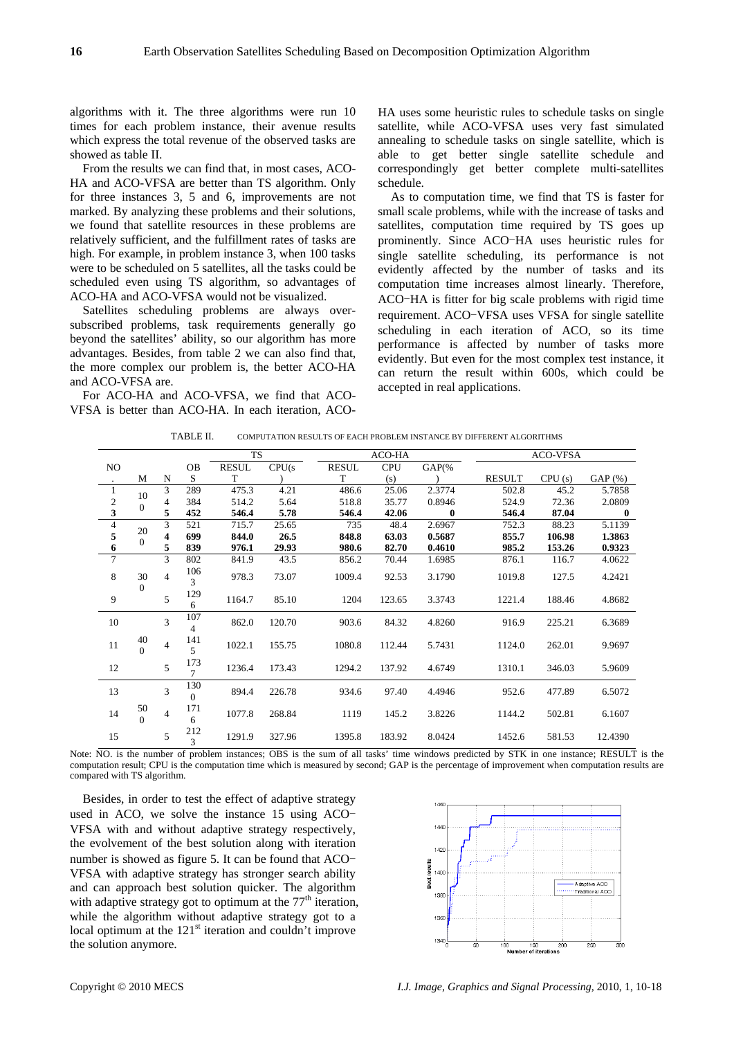algorithms with it. The three algorithms were run 10 times for each problem instance, their avenue results which express the total revenue of the observed tasks are showed as table II.

From the results we can find that, in most cases, ACO-HA and ACO-VFSA are better than TS algorithm. Only for three instances 3, 5 and 6, improvements are not marked. By analyzing these problems and their solutions, we found that satellite resources in these problems are relatively sufficient, and the fulfillment rates of tasks are high. For example, in problem instance 3, when 100 tasks were to be scheduled on 5 satellites, all the tasks could be scheduled even using TS algorithm, so advantages of ACO-HA and ACO-VFSA would not be visualized.

Satellites scheduling problems are always over-subscribed problems, task requirements generally go beyond the satellites' ability, so our algorithm has more advantages. Besides, from table 2 we can also find that, the more complex our problem is, the better ACO-HA and ACO-VFSA are.

For ACO-HA and ACO-VFSA, we find that ACO-VFSA is better than ACO-HA. In each iteration, ACO-HA uses some heuristic rules to schedule tasks on single satellite, while ACO-VFSA uses very fast simulated annealing to schedule tasks on single satellite, which is able to get better single satellite schedule and correspondingly get better complete multi-satellites schedule.

As to computation time, we find that TS is faster for small scale problems, while with the increase of tasks and satellites, computation time required by TS goes up prominently. Since ACO–HA uses heuristic rules for single satellite scheduling, its performance is not evidently affected by the number of tasks and its computation time increases almost linearly. Therefore, ACO–HA is fitter for big scale problems with rigid time requirement. ACO–VFSA uses VFSA for single satellite scheduling in each iteration of ACO, so its time performance is affected by number of tasks more evidently. But even for the most complex test instance, it can return the result within 600s, which could be accepted in real applications.

TABLE II. COMPUTATION RESULTS OF EACH PROBLEM INSTANCE BY DIFFERENT ALGORITHMS

| NO. | M | N | OBS | TS | | ACO-HA | | | ACO-VFSA | | |
|---|---|---|---|---|---|---|---|---|---|---|---|
| | | | | RESULT | CPU(s) | RESULT | CPU (s) | GAP(%) | RESULT | CPU (s) | GAP (%) |
| 1 | 100 | 3 | 289 | 475.3 | 4.21 | 486.6 | 25.06 | 2.3774 | 502.8 | 45.2 | 5.7858 |
| 2 | | 4 | 384 | 514.2 | 5.64 | 518.8 | 35.77 | 0.8946 | 524.9 | 72.36 | 2.0809 |
| **3** | | **5** | **452** | **546.4** | **5.78** | **546.4** | **42.06** | **0** | **546.4** | **87.04** | **0** |
| 4 | 200 | 3 | 521 | 715.7 | 25.65 | 735 | 48.4 | 2.6967 | 752.3 | 88.23 | 5.1139 |
| **5** | | **4** | **699** | **844.0** | **26.5** | **848.8** | **63.03** | **0.5687** | **855.7** | **106.98** | **1.3863** |
| **6** | | **5** | **839** | **976.1** | **29.93** | **980.6** | **82.70** | **0.4610** | **985.2** | **153.26** | **0.9323** |
| 7 | 300 | 3 | 802 | 841.9 | 43.5 | 856.2 | 70.44 | 1.6985 | 876.1 | 116.7 | 4.0622 |
| 8 | | 4 | 1063 | 978.3 | 73.07 | 1009.4 | 92.53 | 3.1790 | 1019.8 | 127.5 | 4.2421 |
| 9 | | 5 | 1296 | 1164.7 | 85.10 | 1204 | 123.65 | 3.3743 | 1221.4 | 188.46 | 4.8682 |
| 10 | 400 | 3 | 1074 | 862.0 | 120.70 | 903.6 | 84.32 | 4.8260 | 916.9 | 225.21 | 6.3689 |
| 11 | | 4 | 1415 | 1022.1 | 155.75 | 1080.8 | 112.44 | 5.7431 | 1124.0 | 262.01 | 9.9697 |
| 12 | | 5 | 1737 | 1236.4 | 173.43 | 1294.2 | 137.92 | 4.6749 | 1310.1 | 346.03 | 5.9609 |
| 13 | 500 | 3 | 1300 | 894.4 | 226.78 | 934.6 | 97.40 | 4.4946 | 952.6 | 477.89 | 6.5072 |
| 14 | | 4 | 1716 | 1077.8 | 268.84 | 1119 | 145.2 | 3.8226 | 1144.2 | 502.81 | 6.1607 |
| 15 | | 5 | 2123 | 1291.9 | 327.96 | 1395.8 | 183.92 | 8.0424 | 1452.6 | 581.53 | 12.4390 |

Note: NO. is the number of problem instances; OBS is the sum of all tasks' time windows predicted by STK in one instance; RESULT is the computation result; CPU is the computation time which is measured by second; GAP is the percentage of improvement when computation results are compared with TS algorithm.

Besides, in order to test the effect of adaptive strategy used in ACO, we solve the instance 15 using ACO–VFSA with and without adaptive strategy respectively, the evolvement of the best solution along with iteration number is showed as figure 5. It can be found that ACO–VFSA with adaptive strategy has stronger search ability and can approach best solution quicker. The algorithm with adaptive strategy got to optimum at the $77^{th}$ iteration, while the algorithm without adaptive strategy got to a local optimum at the $121^{st}$ iteration and couldn't improve the solution anymore.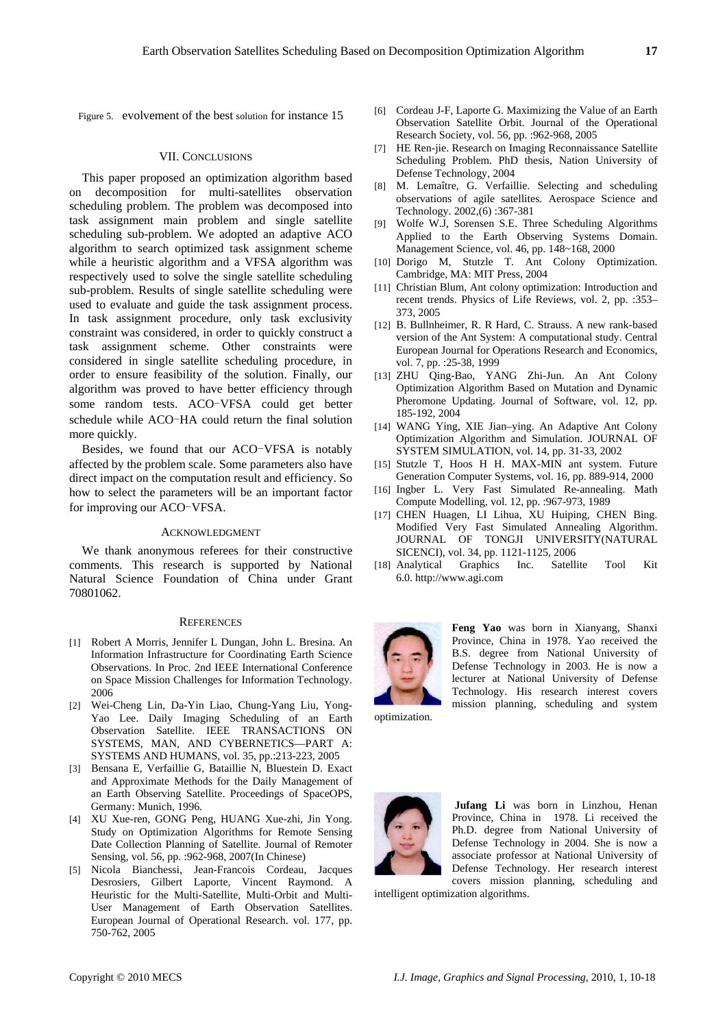Figure 5. evolvement of the best solution for instance 15

## VII. CONCLUSIONS

This paper proposed an optimization algorithm based on decomposition for multi-satellites observation scheduling problem. The problem was decomposed into task assignment main problem and single satellite scheduling sub-problem. We adopted an adaptive ACO algorithm to search optimized task assignment scheme while a heuristic algorithm and a VFSA algorithm was respectively used to solve the single satellite scheduling sub-problem. Results of single satellite scheduling were used to evaluate and guide the task assignment process. In task assignment procedure, only task exclusivity constraint was considered, in order to quickly construct a task assignment scheme. Other constraints were considered in single satellite scheduling procedure, in order to ensure feasibility of the solution. Finally, our algorithm was proved to have better efficiency through some random tests. ACO−VFSA could get better schedule while ACO−HA could return the final solution more quickly.

Besides, we found that our ACO−VFSA is notably affected by the problem scale. Some parameters also have direct impact on the computation result and efficiency. So how to select the parameters will be an important factor for improving our ACO−VFSA.

## ACKNOWLEDGMENT

We thank anonymous referees for their constructive comments. This research is supported by National Natural Science Foundation of China under Grant 70801062.

## REFERENCES

[1] Robert A Morris, Jennifer L Dungan, John L. Bresina. An Information Infrastructure for Coordinating Earth Science Observations. In Proc. 2nd IEEE International Conference on Space Mission Challenges for Information Technology. 2006

[2] Wei-Cheng Lin, Da-Yin Liao, Chung-Yang Liu, Yong-Yao Lee. Daily Imaging Scheduling of an Earth Observation Satellite. IEEE TRANSACTIONS ON SYSTEMS, MAN, AND CYBERNETICS—PART A: SYSTEMS AND HUMANS, vol. 35, pp.:213-223, 2005

[3] Bensana E, Verfaillie G, Bataillie N, Bluestein D. Exact and Approximate Methods for the Daily Management of an Earth Observing Satellite. Proceedings of SpaceOPS, Germany: Munich, 1996.

[4] XU Xue-ren, GONG Peng, HUANG Xue-zhi, Jin Yong. Study on Optimization Algorithms for Remote Sensing Date Collection Planning of Satellite. Journal of Remoter Sensing, vol. 56, pp. :962-968, 2007(In Chinese)

[5] Nicola Bianchessi, Jean-Francois Cordeau, Jacques Desrosiers, Gilbert Laporte, Vincent Raymond. A Heuristic for the Multi-Satellite, Multi-Orbit and Multi-User Management of Earth Observation Satellites. European Journal of Operational Research. vol. 177, pp. 750-762, 2005

[6] Cordeau J-F, Laporte G. Maximizing the Value of an Earth Observation Satellite Orbit. Journal of the Operational Research Society, vol. 56, pp. :962-968, 2005

[7] HE Ren-jie. Research on Imaging Reconnaissance Satellite Scheduling Problem. PhD thesis, Nation University of Defense Technology, 2004

[8] M. Lemaître, G. Verfaillie. Selecting and scheduling observations of agile satellites. Aerospace Science and Technology. 2002,(6) :367-381

[9] Wolfe W.J, Sorensen S.E. Three Scheduling Algorithms Applied to the Earth Observing Systems Domain. Management Science, vol. 46, pp. 148~168, 2000

[10] Dorigo M, Stutzle T. Ant Colony Optimization. Cambridge, MA: MIT Press, 2004

[11] Christian Blum, Ant colony optimization: Introduction and recent trends. Physics of Life Reviews, vol. 2, pp. :353–373, 2005

[12] B. Bullnheimer, R. R Hard, C. Strauss. A new rank-based version of the Ant System: A computational study. Central European Journal for Operations Research and Economics, vol. 7, pp. :25-38, 1999

[13] ZHU Qing-Bao, YANG Zhi-Jun. An Ant Colony Optimization Algorithm Based on Mutation and Dynamic Pheromone Updating. Journal of Software, vol. 12, pp. 185-192, 2004

[14] WANG Ying, XIE Jian–ying. An Adaptive Ant Colony Optimization Algorithm and Simulation. JOURNAL OF SYSTEM SIMULATION, vol. 14, pp. 31-33, 2002

[15] Stutzle T, Hoos H H. MAX-MIN ant system. Future Generation Computer Systems, vol. 16, pp. 889-914, 2000

[16] Ingber L. Very Fast Simulated Re-annealing. Math Compute Modelling, vol. 12, pp. :967-973, 1989

[17] CHEN Huagen, LI Lihua, XU Huiping, CHEN Bing. Modified Very Fast Simulated Annealing Algorithm. JOURNAL OF TONGJI UNIVERSITY(NATURAL SICENCI), vol. 34, pp. 1121-1125, 2006

[18] Analytical Graphics Inc. Satellite Tool Kit 6.0. http://www.agi.com

**Feng Yao** was born in Xianyang, Shanxi Province, China in 1978. Yao received the B.S. degree from National University of Defense Technology in 2003. He is now a lecturer at National University of Defense Technology. His research interest covers mission planning, scheduling and system optimization.

**Jufang Li** was born in Linzhou, Henan Province, China in 1978. Li received the Ph.D. degree from National University of Defense Technology in 2004. She is now a associate professor at National University of Defense Technology. Her research interest covers mission planning, scheduling and intelligent optimization algorithms.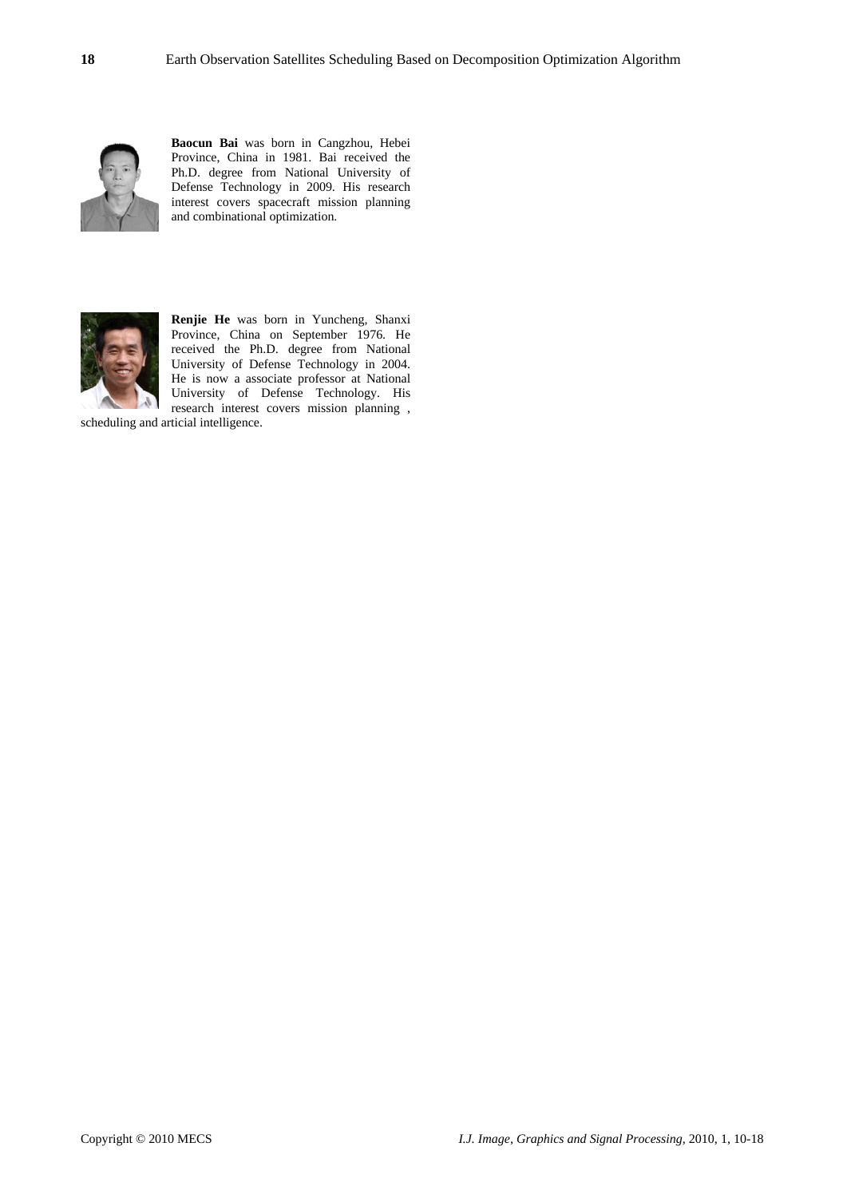**Baocun Bai** was born in Cangzhou, Hebei Province, China in 1981. Bai received the Ph.D. degree from National University of Defense Technology in 2009. His research interest covers spacecraft mission planning and combinational optimization.

**Renjie He** was born in Yuncheng, Shanxi Province, China on September 1976. He received the Ph.D. degree from National University of Defense Technology in 2004. He is now a associate professor at National University of Defense Technology. His research interest covers mission planning , scheduling and articial intelligence.